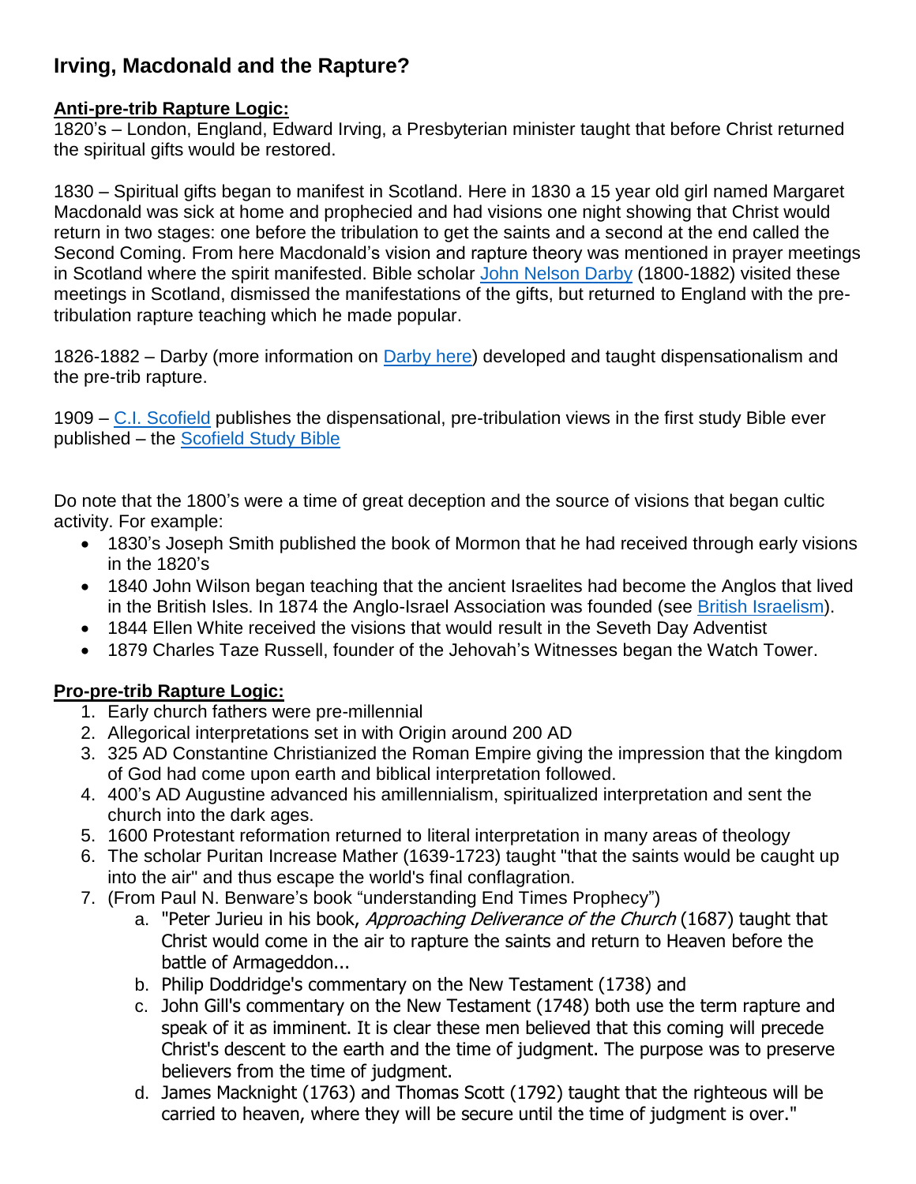# Irving, Macdonald and the Rapture?

**Anti-pre-trib Rapture Logic:**

1820's – London, England, Edward Irving, a Presbyterian minister taught that before Christ returned the spiritual gifts would be restored.

1830 – Spiritual gifts began to manifest in Scotland. Here in 1830 a 15 year old girl named Margaret Macdonald was sick at home and prophecied and had visions one night showing that Christ would return in two stages: one before the tribulation to get the saints and a second at the end called the Second Coming. From here Macdonald's vision and rapture theory was mentioned in prayer meetings in Scotland where the spirit manifested. Bible scholar John Nelson Darby (1800-1882) visited these meetings in Scotland, dismissed the manifestations of the gifts, but returned to England with the pre-tribulation rapture teaching which he made popular.

1826-1882 – Darby (more information on Darby here) developed and taught dispensationalism and the pre-trib rapture.

1909 – C.I. Scofield publishes the dispensational, pre-tribulation views in the first study Bible ever published – the Scofield Study Bible

Do note that the 1800's were a time of great deception and the source of visions that began cultic activity. For example:

- 1830's Joseph Smith published the book of Mormon that he had received through early visions in the 1820's
- 1840 John Wilson began teaching that the ancient Israelites had become the Anglos that lived in the British Isles. In 1874 the Anglo-Israel Association was founded (see British Israelism).
- 1844 Ellen White received the visions that would result in the Seveth Day Adventist
- 1879 Charles Taze Russell, founder of the Jehovah's Witnesses began the Watch Tower.

**Pro-pre-trib Rapture Logic:**

1. Early church fathers were pre-millennial
2. Allegorical interpretations set in with Origin around 200 AD
3. 325 AD Constantine Christianized the Roman Empire giving the impression that the kingdom of God had come upon earth and biblical interpretation followed.
4. 400's AD Augustine advanced his amillennialism, spiritualized interpretation and sent the church into the dark ages.
5. 1600 Protestant reformation returned to literal interpretation in many areas of theology
6. The scholar Puritan Increase Mather (1639-1723) taught "that the saints would be caught up into the air" and thus escape the world's final conflagration.
7. (From Paul N. Benware's book "understanding End Times Prophecy")
   a. "Peter Jurieu in his book, *Approaching Deliverance of the Church* (1687) taught that Christ would come in the air to rapture the saints and return to Heaven before the battle of Armageddon...
   b. Philip Doddridge's commentary on the New Testament (1738) and
   c. John Gill's commentary on the New Testament (1748) both use the term rapture and speak of it as imminent. It is clear these men believed that this coming will precede Christ's descent to the earth and the time of judgment. The purpose was to preserve believers from the time of judgment.
   d. James Macknight (1763) and Thomas Scott (1792) taught that the righteous will be carried to heaven, where they will be secure until the time of judgment is over."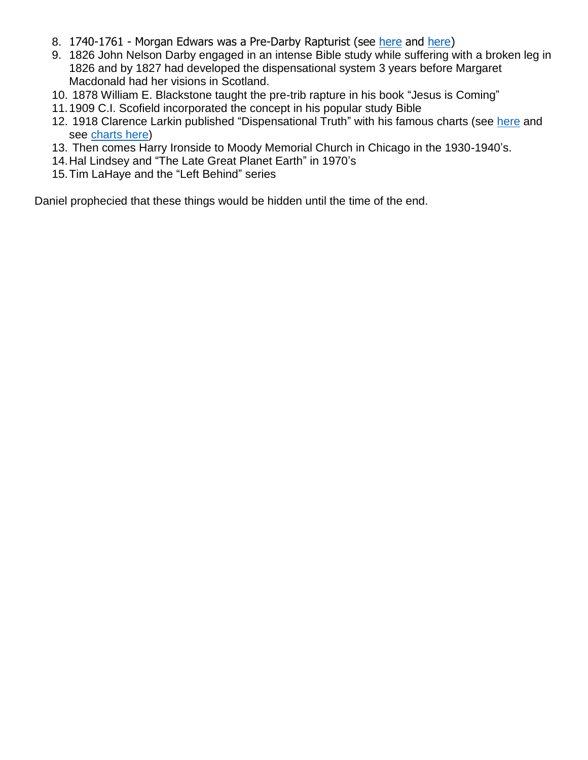8. 1740-1761 - Morgan Edwars was a Pre-Darby Rapturist (see here and here)
9. 1826 John Nelson Darby engaged in an intense Bible study while suffering with a broken leg in 1826 and by 1827 had developed the dispensational system 3 years before Margaret Macdonald had her visions in Scotland.
10. 1878 William E. Blackstone taught the pre-trib rapture in his book "Jesus is Coming"
11. 1909 C.I. Scofield incorporated the concept in his popular study Bible
12. 1918 Clarence Larkin published "Dispensational Truth" with his famous charts (see here and see charts here)
13. Then comes Harry Ironside to Moody Memorial Church in Chicago in the 1930-1940's.
14. Hal Lindsey and "The Late Great Planet Earth" in 1970's
15. Tim LaHaye and the "Left Behind" series

Daniel prophecied that these things would be hidden until the time of the end.